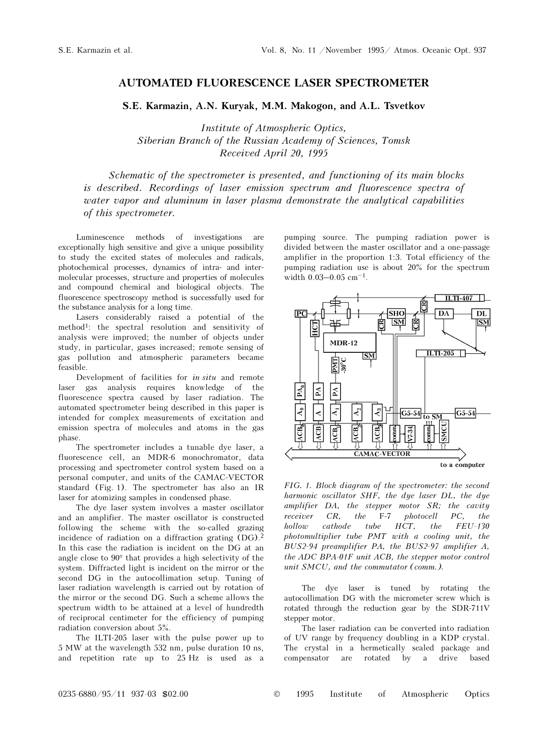# AUTOMATED FLUORESCENCE LASER SPECTROMETER

**S.E. Karmazin, A.N. Kuryak, M.M. Makogon, and A.L. Tsvetkov**

*Institute of Atmospheric Optics,*
*Siberian Branch of the Russian Academy of Sciences, Tomsk*
*Received April 20, 1995*

*Schematic of the spectrometer is presented, and functioning of its main blocks is described. Recordings of laser emission spectrum and fluorescence spectra of water vapor and aluminum in laser plasma demonstrate the analytical capabilities of this spectrometer.*

Luminescence methods of investigations are exceptionally high sensitive and give a unique possibility to study the excited states of molecules and radicals, photochemical processes, dynamics of intra- and intermolecular processes, structure and properties of molecules and compound chemical and biological objects. The fluorescence spectroscopy method is successfully used for the substance analysis for a long time.

Lasers considerably raised a potential of the method[1]: the spectral resolution and sensitivity of analysis were improved; the number of objects under study, in particular, gases increased; remote sensing of gas pollution and atmospheric parameters became feasible.

Development of facilities for *in situ* and remote laser gas analysis requires knowledge of the fluorescence spectra caused by laser radiation. The automated spectrometer being described in this paper is intended for complex measurements of excitation and emission spectra of molecules and atoms in the gas phase.

The spectrometer includes a tunable dye laser, a fluorescence cell, an MDR-6 monochromator, data processing and spectrometer control system based on a personal computer, and units of the CAMAC-VECTOR standard (Fig. 1). The spectrometer has also an IR laser for atomizing samples in condensed phase.

The dye laser system involves a master oscillator and an amplifier. The master oscillator is constructed following the scheme with the so-called grazing incidence of radiation on a diffraction grating (DG).[2] In this case the radiation is incident on the DG at an angle close to 90° that provides a high selectivity of the system. Diffracted light is incident on the mirror or the second DG in the autocollimation setup. Tuning of laser radiation wavelength is carried out by rotation of the mirror or the second DG. Such a scheme allows the spectrum width to be attained at a level of hundredth of reciprocal centimeter for the efficiency of pumping radiation conversion about 5%.

The ILTI-205 laser with the pulse power up to 5 MW at the wavelength 532 nm, pulse duration 10 ns, and repetition rate up to 25 Hz is used as a pumping source. The pumping radiation power is divided between the master oscillator and a one-passage amplifier in the proportion 1:3. Total efficiency of the pumping radiation use is about 20% for the spectrum width 0.03–0.05 $cm^{-1}$.

*FIG. 1. Block diagram of the spectrometer: the second harmonic oscillator SHF, the dye laser DL, the dye amplifier DA, the stepper motor SR; the cavity receiver CR, the F-7 photocell PC, the hollow cathode tube HCT, the FEU-130 photomultiplier tube PMT with a cooling unit, the BUS2-94 preamplifier PA, the BUS2-97 amplifier A, the ADC BPA-01F unit ACB, the stepper motor control unit SMCU, and the commutator (comm.).*

The dye laser is tuned by rotating the autocollimation DG with the micrometer screw which is rotated through the reduction gear by the SDR-711V stepper motor.

The laser radiation can be converted into radiation of UV range by frequency doubling in a KDP crystal. The crystal in a hermetically sealed package and compensator are rotated by a drive based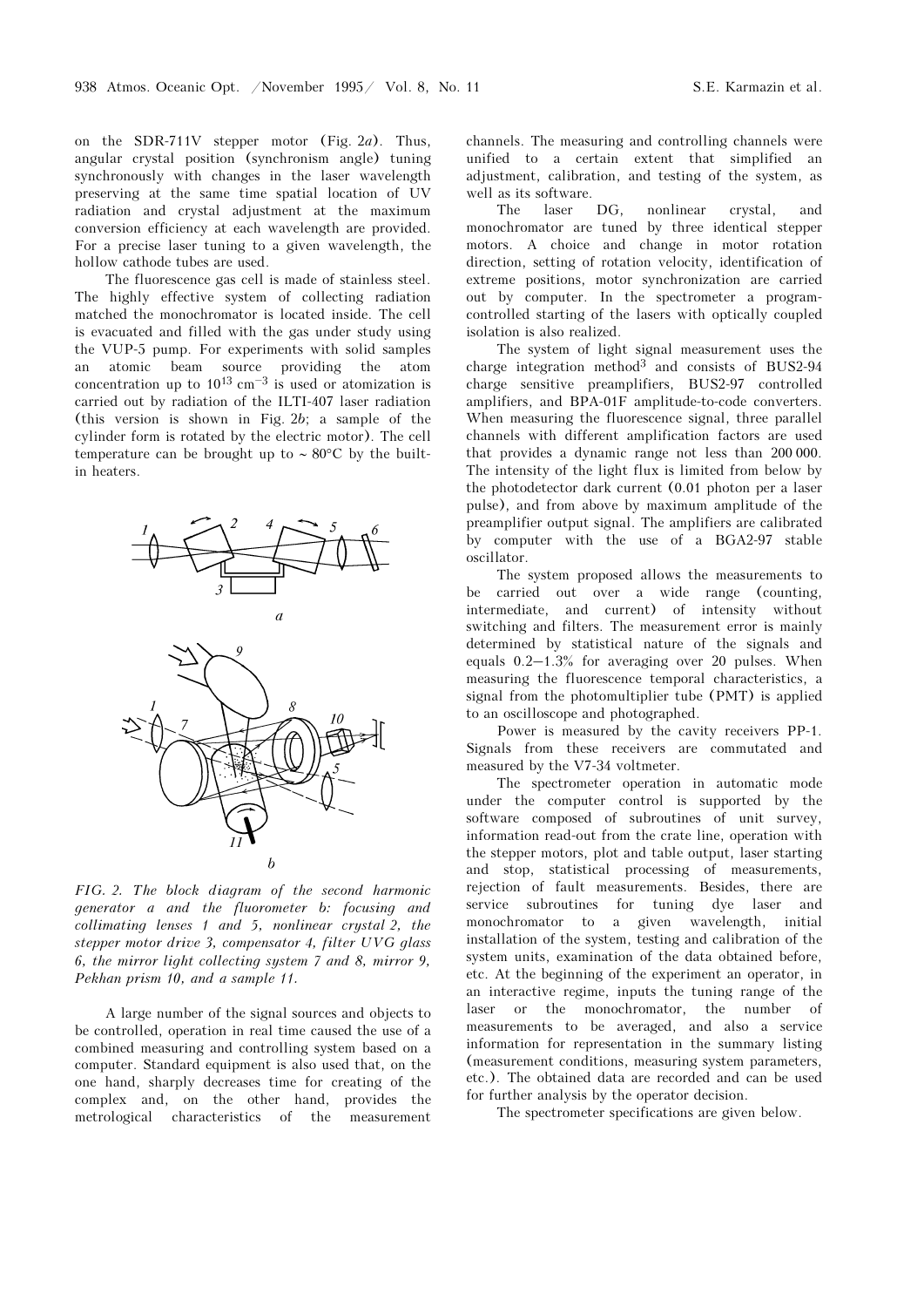on the SDR-711V stepper motor (Fig. 2*a*). Thus, angular crystal position (synchronism angle) tuning synchronously with changes in the laser wavelength preserving at the same time spatial location of UV radiation and crystal adjustment at the maximum conversion efficiency at each wavelength are provided. For a precise laser tuning to a given wavelength, the hollow cathode tubes are used.

The fluorescence gas cell is made of stainless steel. The highly effective system of collecting radiation matched the monochromator is located inside. The cell is evacuated and filled with the gas under study using the VUP-5 pump. For experiments with solid samples an atomic beam source providing the atom concentration up to $10^{13}$ cm$^{-3}$ is used or atomization is carried out by radiation of the ILTI-407 laser radiation (this version is shown in Fig. 2*b*; a sample of the cylinder form is rotated by the electric motor). The cell temperature can be brought up to ~ 80°C by the built-in heaters.

*FIG. 2. The block diagram of the second harmonic generator a and the fluorometer b: focusing and collimating lenses 1 and 5, nonlinear crystal 2, the stepper motor drive 3, compensator 4, filter UVG glass 6, the mirror light collecting system 7 and 8, mirror 9, Pekhan prism 10, and a sample 11.*

A large number of the signal sources and objects to be controlled, operation in real time caused the use of a combined measuring and controlling system based on a computer. Standard equipment is also used that, on the one hand, sharply decreases time for creating of the complex and, on the other hand, provides the metrological characteristics of the measurement channels. The measuring and controlling channels were unified to a certain extent that simplified an adjustment, calibration, and testing of the system, as well as its software.

The laser DG, nonlinear crystal, and monochromator are tuned by three identical stepper motors. A choice and change in motor rotation direction, setting of rotation velocity, identification of extreme positions, motor synchronization are carried out by computer. In the spectrometer a program-controlled starting of the lasers with optically coupled isolation is also realized.

The system of light signal measurement uses the charge integration method[3] and consists of BUS2-94 charge sensitive preamplifiers, BUS2-97 controlled amplifiers, and BPA-01F amplitude-to-code converters. When measuring the fluorescence signal, three parallel channels with different amplification factors are used that provides a dynamic range not less than 200 000. The intensity of the light flux is limited from below by the photodetector dark current (0.01 photon per a laser pulse), and from above by maximum amplitude of the preamplifier output signal. The amplifiers are calibrated by computer with the use of a BGA2-97 stable oscillator.

The system proposed allows the measurements to be carried out over a wide range (counting, intermediate, and current) of intensity without switching and filters. The measurement error is mainly determined by statistical nature of the signals and equals 0.2–1.3% for averaging over 20 pulses. When measuring the fluorescence temporal characteristics, a signal from the photomultiplier tube (PMT) is applied to an oscilloscope and photographed.

Power is measured by the cavity receivers PP-1. Signals from these receivers are commutated and measured by the V7-34 voltmeter.

The spectrometer operation in automatic mode under the computer control is supported by the software composed of subroutines of unit survey, information read-out from the crate line, operation with the stepper motors, plot and table output, laser starting and stop, statistical processing of measurements, rejection of fault measurements. Besides, there are service subroutines for tuning dye laser and monochromator to a given wavelength, initial installation of the system, testing and calibration of the system units, examination of the data obtained before, etc. At the beginning of the experiment an operator, in an interactive regime, inputs the tuning range of the laser or the monochromator, the number of measurements to be averaged, and also a service information for representation in the summary listing (measurement conditions, measuring system parameters, etc.). The obtained data are recorded and can be used for further analysis by the operator decision.

The spectrometer specifications are given below.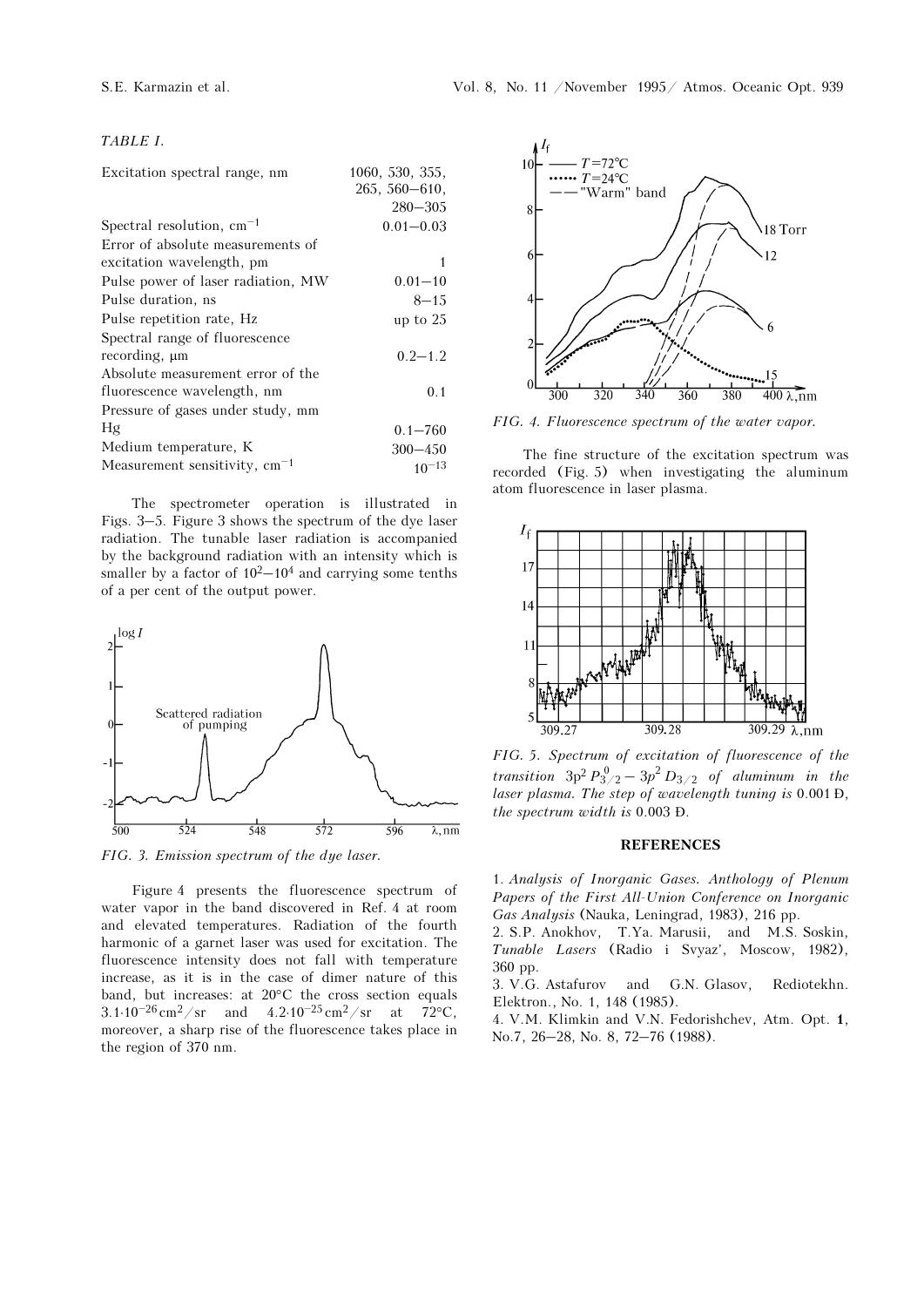*TABLE I.*

| | |
|---|---|
| Excitation spectral range, nm | 1060, 530, 355, 265, 560–610, 280–305 |
| Spectral resolution, $cm^{-1}$ | 0.01–0.03 |
| Error of absolute measurements of excitation wavelength, pm | 1 |
| Pulse power of laser radiation, MW | 0.01–10 |
| Pulse duration, ns | 8–15 |
| Pulse repetition rate, Hz | up to 25 |
| Spectral range of fluorescence recording, μm | 0.2–1.2 |
| Absolute measurement error of the fluorescence wavelength, nm | 0.1 |
| Pressure of gases under study, mm Hg | 0.1–760 |
| Medium temperature, K | 300–450 |
| Measurement sensitivity, $cm^{-1}$ | $10^{-13}$ |

The spectrometer operation is illustrated in Figs. 3–5. Figure 3 shows the spectrum of the dye laser radiation. The tunable laser radiation is accompanied by the background radiation with an intensity which is smaller by a factor of $10^2$–$10^4$ and carrying some tenths of a per cent of the output power.

log I
Scattered radiation of pumping
2
1
0
-1
-2
500 524 548 572 596 λ, nm

*FIG. 3. Emission spectrum of the dye laser.*

Figure 4 presents the fluorescence spectrum of water vapor in the band discovered in Ref. 4 at room and elevated temperatures. Radiation of the fourth harmonic of a garnet laser was used for excitation. The fluorescence intensity does not fall with temperature increase, as it is in the case of dimer nature of this band, but increases: at 20°C the cross section equals $3.1 \cdot 10^{-26}\,cm^2/sr$ and $4.2 \cdot 10^{-25}\,cm^2/sr$ at 72°C, moreover, a sharp rise of the fluorescence takes place in the region of 370 nm.

$I_f$
T = 72°C
T = 24°C
"Warm" band
18 Torr
12
6
15
10
8
6
4
2
0
300 320 340 360 380 400 λ, nm

*FIG. 4. Fluorescence spectrum of the water vapor.*

The fine structure of the excitation spectrum was recorded (Fig. 5) when investigating the aluminum atom fluorescence in laser plasma.

$I_f$
17
14
11
8
5
309.27 309.28 309.29 λ, nm

*FIG. 5. Spectrum of excitation of fluorescence of the transition $3p^2\,P^0_{3/2} - 3p^2\,D_{3/2}$ of aluminum in the laser plasma. The step of wavelength tuning is 0.001 Ð, the spectrum width is 0.003 Ð.*

## REFERENCES

1. *Analysis of Inorganic Gases. Anthology of Plenum Papers of the First All-Union Conference on Inorganic Gas Analysis* (Nauka, Leningrad, 1983), 216 pp.
2. S.P. Anokhov, T.Ya. Marusii, and M.S. Soskin, *Tunable Lasers* (Radio i Svyaz', Moscow, 1982), 360 pp.
3. V.G. Astafurov and G.N. Glasov, Rediotekhn. Elektron., No. 1, 148 (1985).
4. V.M. Klimkin and V.N. Fedorishchev, Atm. Opt. **1**, No.7, 26–28, No. 8, 72–76 (1988).